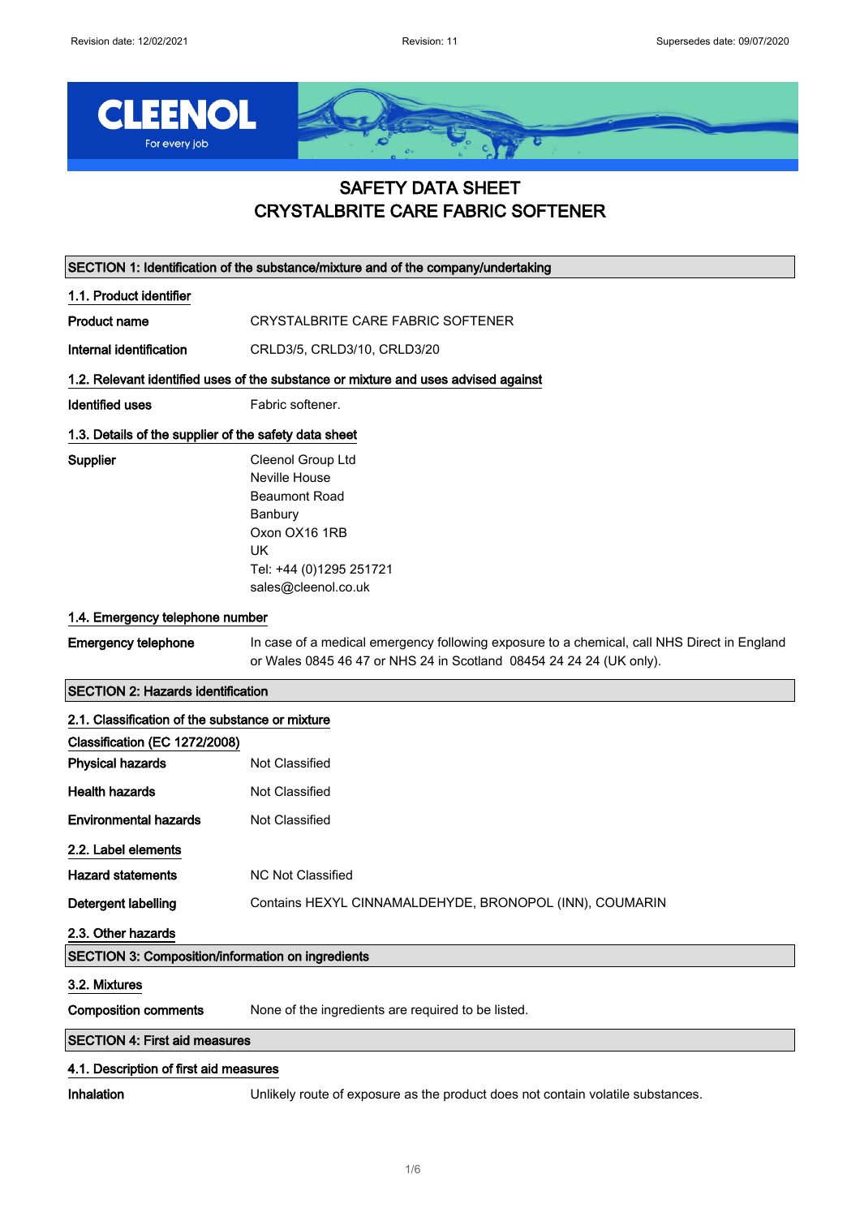# SAFETY DATA SHEET
# CRYSTALBRITE CARE FABRIC SOFTENER

## SECTION 1: Identification of the substance/mixture and of the company/undertaking

### 1.1. Product identifier

**Product name** CRYSTALBRITE CARE FABRIC SOFTENER

**Internal identification** CRLD3/5, CRLD3/10, CRLD3/20

### 1.2. Relevant identified uses of the substance or mixture and uses advised against

**Identified uses** Fabric softener.

### 1.3. Details of the supplier of the safety data sheet

**Supplier**
Cleenol Group Ltd
Neville House
Beaumont Road
Banbury
Oxon OX16 1RB
UK
Tel: +44 (0)1295 251721
sales@cleenol.co.uk

### 1.4. Emergency telephone number

**Emergency telephone** In case of a medical emergency following exposure to a chemical, call NHS Direct in England or Wales 0845 46 47 or NHS 24 in Scotland 08454 24 24 24 (UK only).

## SECTION 2: Hazards identification

### 2.1. Classification of the substance or mixture

**Classification (EC 1272/2008)**

**Physical hazards** Not Classified

**Health hazards** Not Classified

**Environmental hazards** Not Classified

### 2.2. Label elements

**Hazard statements** NC Not Classified

**Detergent labelling** Contains HEXYL CINNAMALDEHYDE, BRONOPOL (INN), COUMARIN

### 2.3. Other hazards

## SECTION 3: Composition/information on ingredients

### 3.2. Mixtures

**Composition comments** None of the ingredients are required to be listed.

## SECTION 4: First aid measures

### 4.1. Description of first aid measures

**Inhalation** Unlikely route of exposure as the product does not contain volatile substances.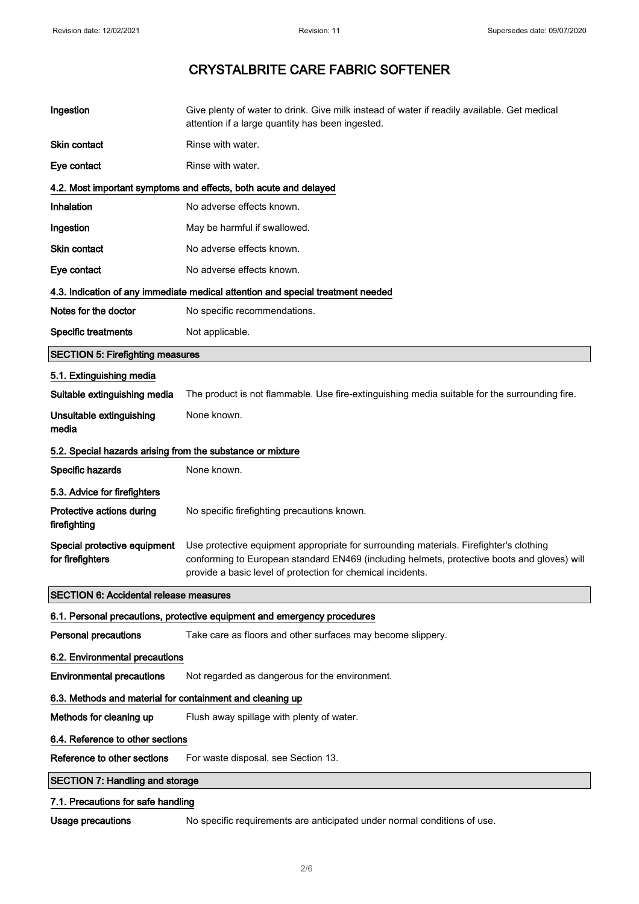# CRYSTALBRITE CARE FABRIC SOFTENER

| | |
|---|---|
| **Ingestion** | Give plenty of water to drink. Give milk instead of water if readily available. Get medical attention if a large quantity has been ingested. |
| **Skin contact** | Rinse with water. |
| **Eye contact** | Rinse with water. |

### 4.2. Most important symptoms and effects, both acute and delayed

| | |
|---|---|
| **Inhalation** | No adverse effects known. |
| **Ingestion** | May be harmful if swallowed. |
| **Skin contact** | No adverse effects known. |
| **Eye contact** | No adverse effects known. |

### 4.3. Indication of any immediate medical attention and special treatment needed

| | |
|---|---|
| **Notes for the doctor** | No specific recommendations. |
| **Specific treatments** | Not applicable. |

## SECTION 5: Firefighting measures

### 5.1. Extinguishing media

| | |
|---|---|
| **Suitable extinguishing media** | The product is not flammable. Use fire-extinguishing media suitable for the surrounding fire. |
| **Unsuitable extinguishing media** | None known. |

### 5.2. Special hazards arising from the substance or mixture

| | |
|---|---|
| **Specific hazards** | None known. |

### 5.3. Advice for firefighters

| | |
|---|---|
| **Protective actions during firefighting** | No specific firefighting precautions known. |
| **Special protective equipment for firefighters** | Use protective equipment appropriate for surrounding materials. Firefighter's clothing conforming to European standard EN469 (including helmets, protective boots and gloves) will provide a basic level of protection for chemical incidents. |

## SECTION 6: Accidental release measures

### 6.1. Personal precautions, protective equipment and emergency procedures

| | |
|---|---|
| **Personal precautions** | Take care as floors and other surfaces may become slippery. |

### 6.2. Environmental precautions

| | |
|---|---|
| **Environmental precautions** | Not regarded as dangerous for the environment. |

### 6.3. Methods and material for containment and cleaning up

| | |
|---|---|
| **Methods for cleaning up** | Flush away spillage with plenty of water. |

### 6.4. Reference to other sections

| | |
|---|---|
| **Reference to other sections** | For waste disposal, see Section 13. |

## SECTION 7: Handling and storage

### 7.1. Precautions for safe handling

| | |
|---|---|
| **Usage precautions** | No specific requirements are anticipated under normal conditions of use. |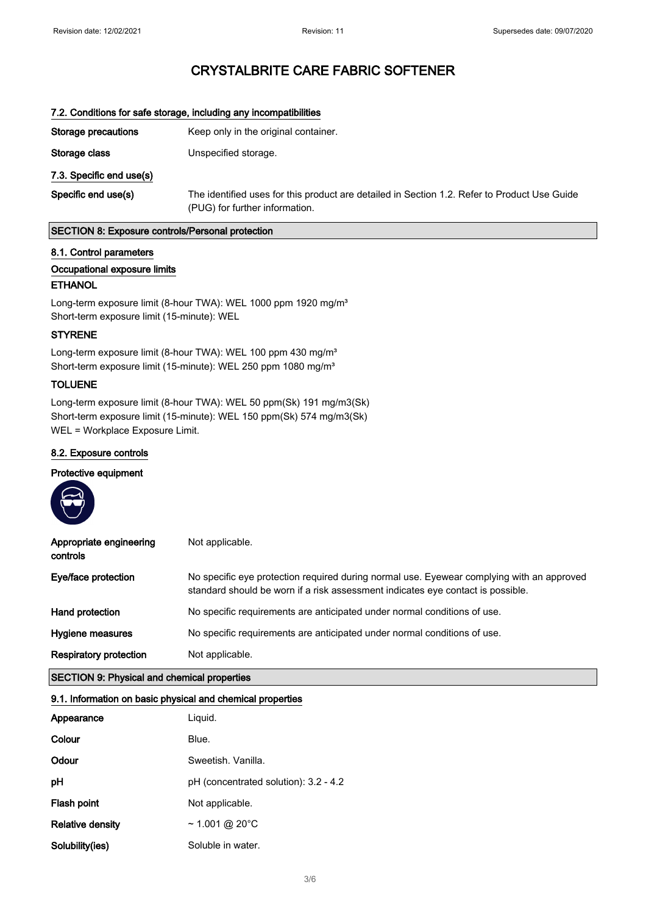# CRYSTALBRITE CARE FABRIC SOFTENER

### 7.2. Conditions for safe storage, including any incompatibilities

| | |
|---|---|
| **Storage precautions** | Keep only in the original container. |
| **Storage class** | Unspecified storage. |

### 7.3. Specific end use(s)

| | |
|---|---|
| **Specific end use(s)** | The identified uses for this product are detailed in Section 1.2. Refer to Product Use Guide (PUG) for further information. |

## SECTION 8: Exposure controls/Personal protection

### 8.1. Control parameters

**Occupational exposure limits**

**ETHANOL**

Long-term exposure limit (8-hour TWA): WEL 1000 ppm 1920 mg/m³
Short-term exposure limit (15-minute): WEL

**STYRENE**

Long-term exposure limit (8-hour TWA): WEL 100 ppm 430 mg/m³
Short-term exposure limit (15-minute): WEL 250 ppm 1080 mg/m³

**TOLUENE**

Long-term exposure limit (8-hour TWA): WEL 50 ppm(Sk) 191 mg/m3(Sk)
Short-term exposure limit (15-minute): WEL 150 ppm(Sk) 574 mg/m3(Sk)
WEL = Workplace Exposure Limit.

### 8.2. Exposure controls

**Protective equipment**

| | |
|---|---|
| **Appropriate engineering controls** | Not applicable. |
| **Eye/face protection** | No specific eye protection required during normal use. Eyewear complying with an approved standard should be worn if a risk assessment indicates eye contact is possible. |
| **Hand protection** | No specific requirements are anticipated under normal conditions of use. |
| **Hygiene measures** | No specific requirements are anticipated under normal conditions of use. |
| **Respiratory protection** | Not applicable. |

## SECTION 9: Physical and chemical properties

### 9.1. Information on basic physical and chemical properties

| | |
|---|---|
| **Appearance** | Liquid. |
| **Colour** | Blue. |
| **Odour** | Sweetish. Vanilla. |
| **pH** | pH (concentrated solution): 3.2 - 4.2 |
| **Flash point** | Not applicable. |
| **Relative density** | ~ 1.001 @ 20°C |
| **Solubility(ies)** | Soluble in water. |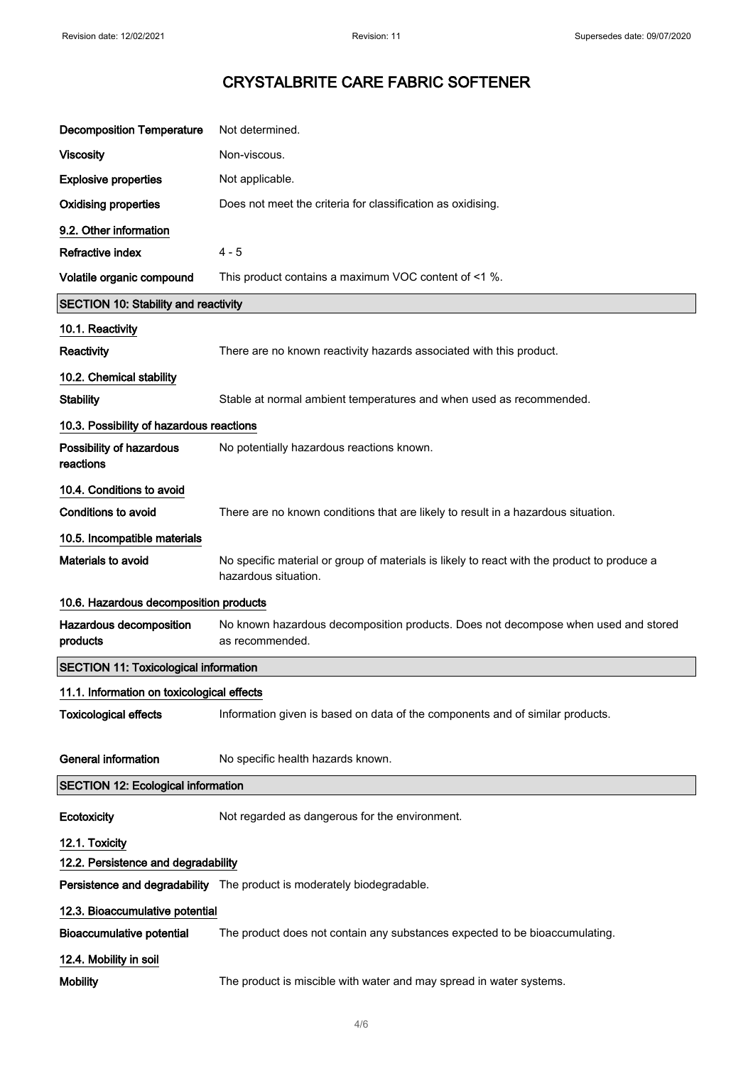# CRYSTALBRITE CARE FABRIC SOFTENER

| | |
|---|---|
| **Decomposition Temperature** | Not determined. |
| **Viscosity** | Non-viscous. |
| **Explosive properties** | Not applicable. |
| **Oxidising properties** | Does not meet the criteria for classification as oxidising. |

**9.2. Other information**

| | |
|---|---|
| **Refractive index** | 4 - 5 |
| **Volatile organic compound** | This product contains a maximum VOC content of <1 %. |

## SECTION 10: Stability and reactivity

**10.1. Reactivity**

| | |
|---|---|
| **Reactivity** | There are no known reactivity hazards associated with this product. |

**10.2. Chemical stability**

| | |
|---|---|
| **Stability** | Stable at normal ambient temperatures and when used as recommended. |

**10.3. Possibility of hazardous reactions**

| | |
|---|---|
| **Possibility of hazardous reactions** | No potentially hazardous reactions known. |

**10.4. Conditions to avoid**

| | |
|---|---|
| **Conditions to avoid** | There are no known conditions that are likely to result in a hazardous situation. |

**10.5. Incompatible materials**

| | |
|---|---|
| **Materials to avoid** | No specific material or group of materials is likely to react with the product to produce a hazardous situation. |

**10.6. Hazardous decomposition products**

| | |
|---|---|
| **Hazardous decomposition products** | No known hazardous decomposition products. Does not decompose when used and stored as recommended. |

## SECTION 11: Toxicological information

**11.1. Information on toxicological effects**

| | |
|---|---|
| **Toxicological effects** | Information given is based on data of the components and of similar products. |
| **General information** | No specific health hazards known. |

## SECTION 12: Ecological information

| | |
|---|---|
| **Ecotoxicity** | Not regarded as dangerous for the environment. |

**12.1. Toxicity**

**12.2. Persistence and degradability**

| | |
|---|---|
| **Persistence and degradability** | The product is moderately biodegradable. |

**12.3. Bioaccumulative potential**

| | |
|---|---|
| **Bioaccumulative potential** | The product does not contain any substances expected to be bioaccumulating. |

**12.4. Mobility in soil**

| | |
|---|---|
| **Mobility** | The product is miscible with water and may spread in water systems. |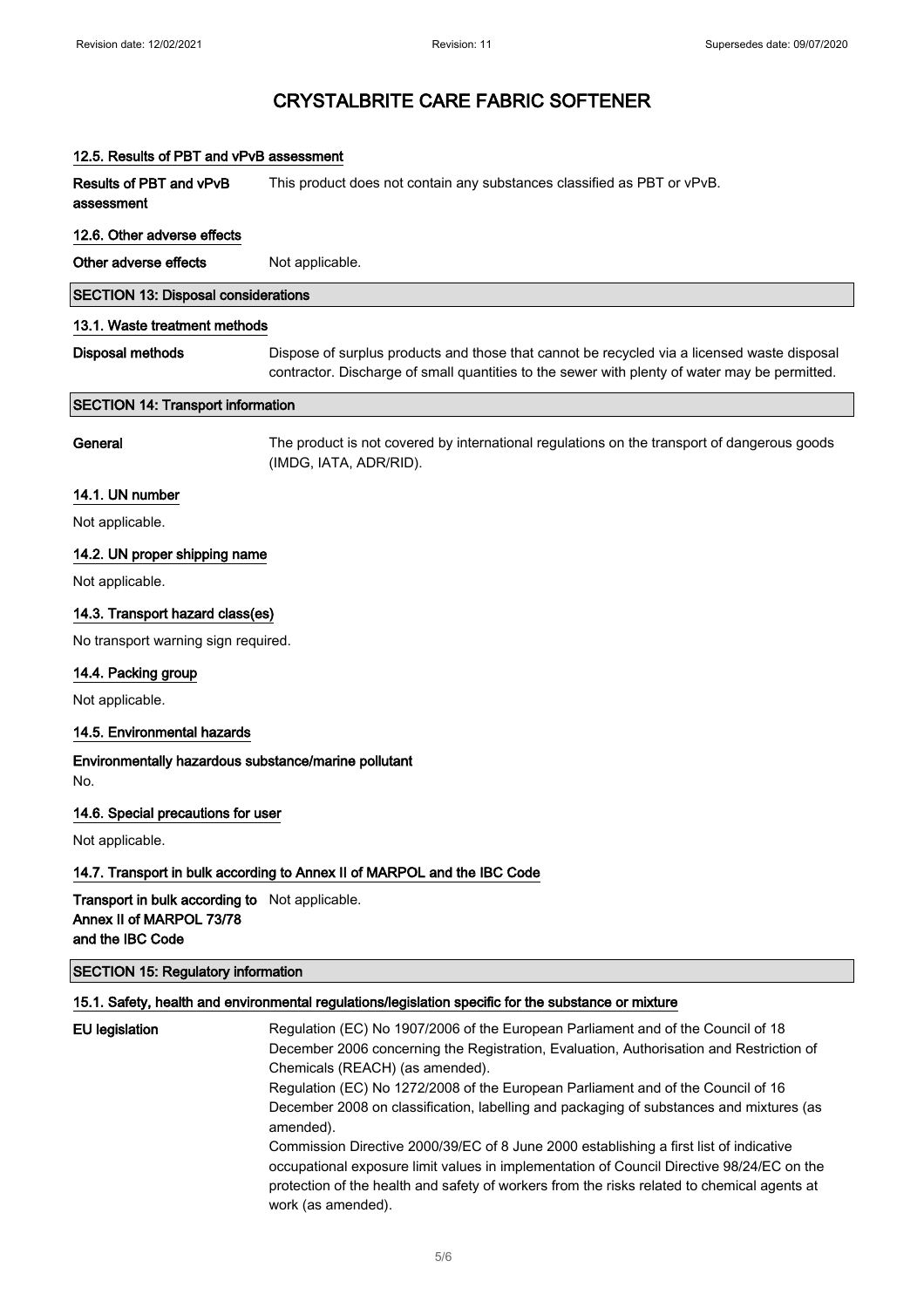# CRYSTALBRITE CARE FABRIC SOFTENER

### 12.5. Results of PBT and vPvB assessment

**Results of PBT and vPvB assessment**: This product does not contain any substances classified as PBT or vPvB.

### 12.6. Other adverse effects

**Other adverse effects**: Not applicable.

## SECTION 13: Disposal considerations

### 13.1. Waste treatment methods

**Disposal methods**: Dispose of surplus products and those that cannot be recycled via a licensed waste disposal contractor. Discharge of small quantities to the sewer with plenty of water may be permitted.

## SECTION 14: Transport information

**General**: The product is not covered by international regulations on the transport of dangerous goods (IMDG, IATA, ADR/RID).

### 14.1. UN number

Not applicable.

### 14.2. UN proper shipping name

Not applicable.

### 14.3. Transport hazard class(es)

No transport warning sign required.

### 14.4. Packing group

Not applicable.

### 14.5. Environmental hazards

**Environmentally hazardous substance/marine pollutant**

No.

### 14.6. Special precautions for user

Not applicable.

### 14.7. Transport in bulk according to Annex II of MARPOL and the IBC Code

**Transport in bulk according to Annex II of MARPOL 73/78 and the IBC Code**: Not applicable.

## SECTION 15: Regulatory information

### 15.1. Safety, health and environmental regulations/legislation specific for the substance or mixture

**EU legislation**: Regulation (EC) No 1907/2006 of the European Parliament and of the Council of 18 December 2006 concerning the Registration, Evaluation, Authorisation and Restriction of Chemicals (REACH) (as amended).
Regulation (EC) No 1272/2008 of the European Parliament and of the Council of 16 December 2008 on classification, labelling and packaging of substances and mixtures (as amended).
Commission Directive 2000/39/EC of 8 June 2000 establishing a first list of indicative occupational exposure limit values in implementation of Council Directive 98/24/EC on the protection of the health and safety of workers from the risks related to chemical agents at work (as amended).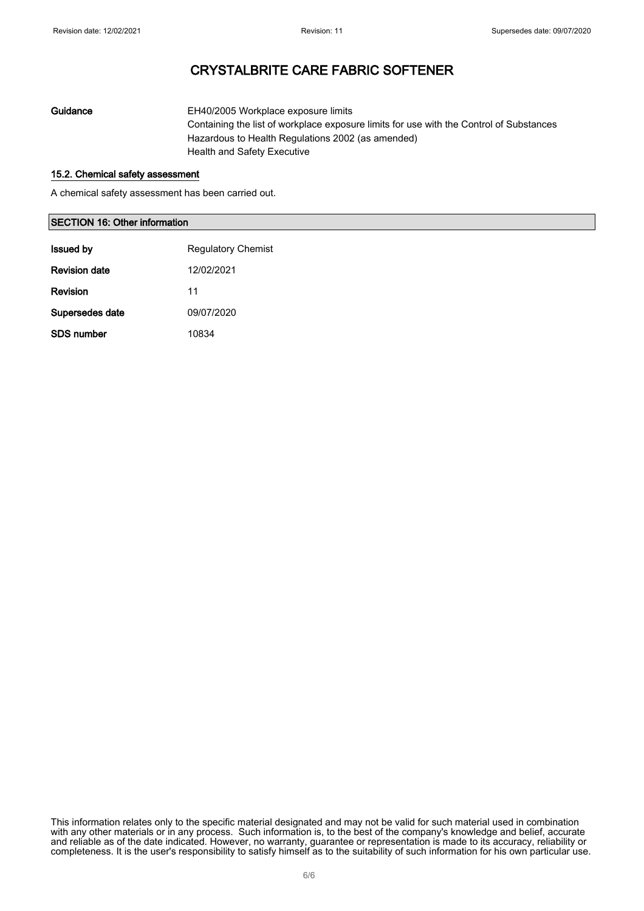| | |
|---|---|
| **Guidance** | EH40/2005 Workplace exposure limits<br>Containing the list of workplace exposure limits for use with the Control of Substances Hazardous to Health Regulations 2002 (as amended)<br>Health and Safety Executive |

### 15.2. Chemical safety assessment

A chemical safety assessment has been carried out.

## SECTION 16: Other information

| | |
|---|---|
| **Issued by** | Regulatory Chemist |
| **Revision date** | 12/02/2021 |
| **Revision** | 11 |
| **Supersedes date** | 09/07/2020 |
| **SDS number** | 10834 |

This information relates only to the specific material designated and may not be valid for such material used in combination with any other materials or in any process. Such information is, to the best of the company's knowledge and belief, accurate and reliable as of the date indicated. However, no warranty, guarantee or representation is made to its accuracy, reliability or completeness. It is the user's responsibility to satisfy himself as to the suitability of such information for his own particular use.